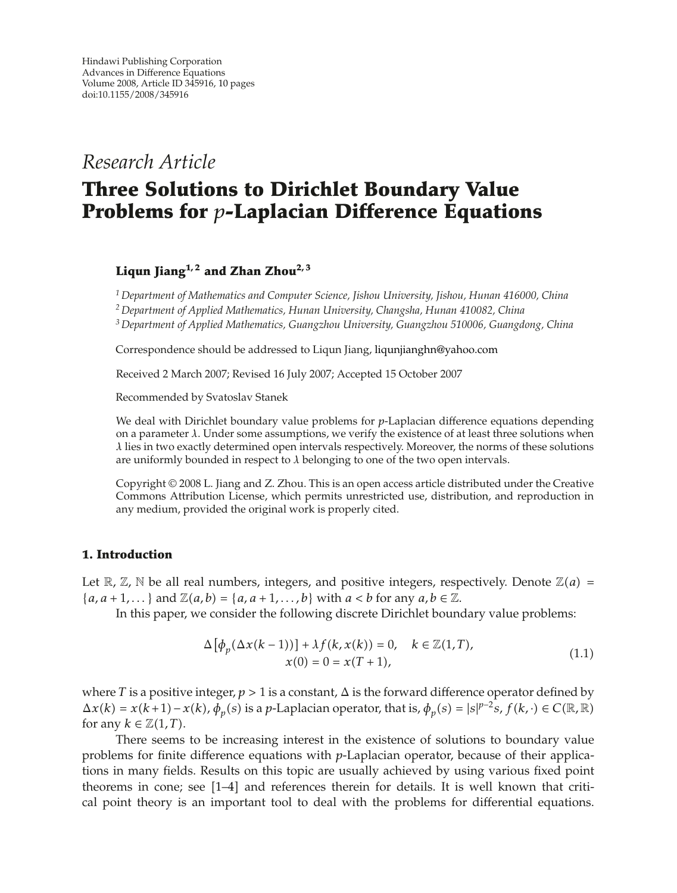Hindawi Publishing Corporation
Advances in Difference Equations
Volume 2008, Article ID 345916, 10 pages
doi:10.1155/2008/345916

*Research Article*

# Three Solutions to Dirichlet Boundary Value Problems for $p$-Laplacian Difference Equations

**Liqun Jiang[1,2] and Zhan Zhou[2,3]**

[1] *Department of Mathematics and Computer Science, Jishou University, Jishou, Hunan 416000, China*
[2] *Department of Applied Mathematics, Hunan University, Changsha, Hunan 410082, China*
[3] *Department of Applied Mathematics, Guangzhou University, Guangzhou 510006, Guangdong, China*

Correspondence should be addressed to Liqun Jiang, liqunjianghn@yahoo.com

Received 2 March 2007; Revised 16 July 2007; Accepted 15 October 2007

Recommended by Svatoslav Stanek

We deal with Dirichlet boundary value problems for $p$-Laplacian difference equations depending on a parameter $\lambda$. Under some assumptions, we verify the existence of at least three solutions when $\lambda$ lies in two exactly determined open intervals respectively. Moreover, the norms of these solutions are uniformly bounded in respect to $\lambda$ belonging to one of the two open intervals.

Copyright © 2008 L. Jiang and Z. Zhou. This is an open access article distributed under the Creative Commons Attribution License, which permits unrestricted use, distribution, and reproduction in any medium, provided the original work is properly cited.

## 1. Introduction

Let $\mathbb{R}$, $\mathbb{Z}$, $\mathbb{N}$ be all real numbers, integers, and positive integers, respectively. Denote $\mathbb{Z}(a) = \{a, a+1, \dots\}$ and $\mathbb{Z}(a,b) = \{a, a+1, \dots, b\}$ with $a < b$ for any $a, b \in \mathbb{Z}$.

In this paper, we consider the following discrete Dirichlet boundary value problems:

$$
\begin{gathered}
\Delta\left[\phi_p(\Delta x(k-1))\right] + \lambda f(k, x(k)) = 0, \quad k \in \mathbb{Z}(1,T), \\
x(0) = 0 = x(T+1),
\end{gathered}
\tag{1.1}
$$

where $T$ is a positive integer, $p > 1$ is a constant, $\Delta$ is the forward difference operator defined by $\Delta x(k) = x(k+1) - x(k)$, $\phi_p(s)$ is a $p$-Laplacian operator, that is, $\phi_p(s) = |s|^{p-2}s$, $f(k,\cdot) \in C(\mathbb{R}, \mathbb{R})$ for any $k \in \mathbb{Z}(1,T)$.

There seems to be increasing interest in the existence of solutions to boundary value problems for finite difference equations with $p$-Laplacian operator, because of their applications in many fields. Results on this topic are usually achieved by using various fixed point theorems in cone; see [1–4] and references therein for details. It is well known that critical point theory is an important tool to deal with the problems for differential equations.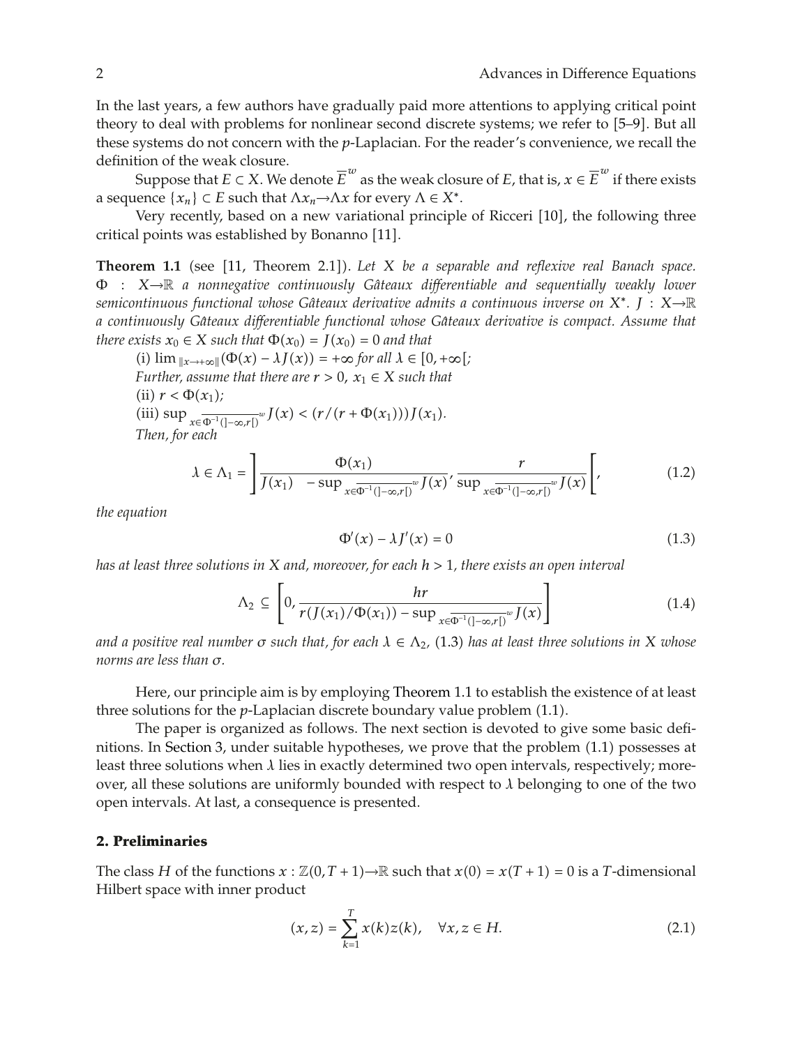In the last years, a few authors have gradually paid more attentions to applying critical point theory to deal with problems for nonlinear second discrete systems; we refer to [5–9]. But all these systems do not concern with the $p$-Laplacian. For the reader's convenience, we recall the definition of the weak closure.

Suppose that $E \subset X$. We denote $\overline{E}^w$ as the weak closure of $E$, that is, $x \in \overline{E}^w$ if there exists a sequence $\{x_n\} \subset E$ such that $\Lambda x_n \to \Lambda x$ for every $\Lambda \in X^*$.

Very recently, based on a new variational principle of Ricceri [10], the following three critical points was established by Bonanno [11].

**Theorem 1.1** (see [11, Theorem 2.1]). *Let $X$ be a separable and reflexive real Banach space. $\Phi : X \to \mathbb{R}$ a nonnegative continuously Gâteaux differentiable and sequentially weakly lower semicontinuous functional whose Gâteaux derivative admits a continuous inverse on $X^*$. $J : X \to \mathbb{R}$ a continuously Gâteaux differentiable functional whose Gâteaux derivative is compact. Assume that there exists $x_0 \in X$ such that $\Phi(x_0) = J(x_0) = 0$ and that*

(i) $\lim_{\|x \to +\infty\|}(\Phi(x) - \lambda J(x)) = +\infty$ *for all* $\lambda \in [0, +\infty[$;

*Further, assume that there are $r > 0$, $x_1 \in X$ such that*

(ii) $r < \Phi(x_1)$;

(iii) $\sup_{x \in \overline{\Phi^{-1}(]-\infty, r[)}^w} J(x) < (r/(r + \Phi(x_1)))J(x_1)$.

*Then, for each*

$$\lambda \in \Lambda_1 = \left] \frac{\Phi(x_1)}{J(x_1) \quad - \sup_{x \in \overline{\Phi^{-1}(]-\infty, r[)}^w} J(x)}, \frac{r}{\sup_{x \in \overline{\Phi^{-1}(]-\infty, r[)}^w} J(x)} \right[, \tag{1.2}$$

*the equation*

$$\Phi'(x) - \lambda J'(x) = 0 \tag{1.3}$$

*has at least three solutions in $X$ and, moreover, for each $h > 1$, there exists an open interval*

$$\Lambda_2 \subseteq \left[0, \frac{hr}{r(J(x_1)/\Phi(x_1)) - \sup_{x \in \overline{\Phi^{-1}(]-\infty, r[)}^w} J(x)}\right] \tag{1.4}$$

*and a positive real number $\sigma$ such that, for each $\lambda \in \Lambda_2$, (1.3) has at least three solutions in $X$ whose norms are less than $\sigma$.*

Here, our principle aim is by employing Theorem 1.1 to establish the existence of at least three solutions for the $p$-Laplacian discrete boundary value problem (1.1).

The paper is organized as follows. The next section is devoted to give some basic definitions. In Section 3, under suitable hypotheses, we prove that the problem (1.1) possesses at least three solutions when $\lambda$ lies in exactly determined two open intervals, respectively; moreover, all these solutions are uniformly bounded with respect to $\lambda$ belonging to one of the two open intervals. At last, a consequence is presented.

## 2. Preliminaries

The class $H$ of the functions $x : \mathbb{Z}(0, T+1) \to \mathbb{R}$ such that $x(0) = x(T+1) = 0$ is a $T$-dimensional Hilbert space with inner product

$$(x, z) = \sum_{k=1}^{T} x(k)z(k), \quad \forall x, z \in H. \tag{2.1}$$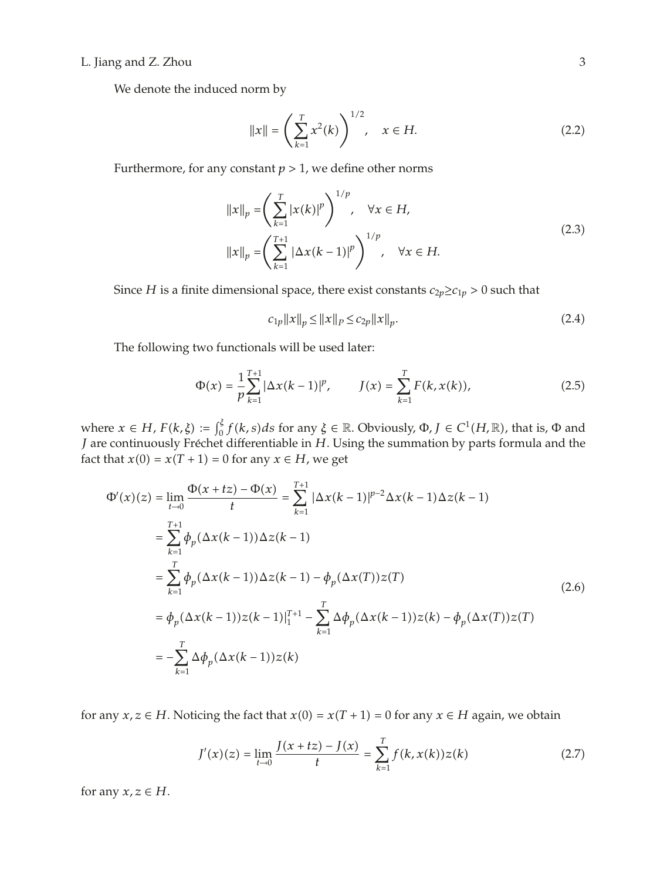We denote the induced norm by

$$\|x\| = \left( \sum_{k=1}^{T} x^2(k) \right)^{1/2}, \quad x \in H. \tag{2.2}$$

Furthermore, for any constant $p > 1$, we define other norms

$$\begin{aligned}
\|x\|_p &= \left( \sum_{k=1}^{T} |x(k)|^p \right)^{1/p}, \quad \forall x \in H, \\
\|x\|_p &= \left( \sum_{k=1}^{T+1} |\Delta x(k-1)|^p \right)^{1/p}, \quad \forall x \in H.
\end{aligned} \tag{2.3}$$

Since $H$ is a finite dimensional space, there exist constants $c_{2p} \geq c_{1p} > 0$ such that

$$c_{1p}\|x\|_p \leq \|x\|_P \leq c_{2p}\|x\|_p. \tag{2.4}$$

The following two functionals will be used later:

$$\Phi(x) = \frac{1}{p}\sum_{k=1}^{T+1} |\Delta x(k-1)|^p, \qquad J(x) = \sum_{k=1}^{T} F(k, x(k)), \tag{2.5}$$

where $x \in H$, $F(k, \xi) := \int_0^{\xi} f(k, s)ds$ for any $\xi \in \mathbb{R}$. Obviously, $\Phi, J \in C^1(H, \mathbb{R})$, that is, $\Phi$ and $J$ are continuously Fréchet differentiable in $H$. Using the summation by parts formula and the fact that $x(0) = x(T+1) = 0$ for any $x \in H$, we get

$$\begin{aligned}
\Phi'(x)(z) &= \lim_{t \to 0} \frac{\Phi(x + tz) - \Phi(x)}{t} = \sum_{k=1}^{T+1} |\Delta x(k-1)|^{p-2} \Delta x(k-1) \Delta z(k-1) \\
&= \sum_{k=1}^{T+1} \phi_p(\Delta x(k-1)) \Delta z(k-1) \\
&= \sum_{k=1}^{T} \phi_p(\Delta x(k-1)) \Delta z(k-1) - \phi_p(\Delta x(T)) z(T) \\
&= \phi_p(\Delta x(k-1)) z(k-1)\Big|_1^{T+1} - \sum_{k=1}^{T} \Delta \phi_p(\Delta x(k-1)) z(k) - \phi_p(\Delta x(T)) z(T) \\
&= -\sum_{k=1}^{T} \Delta \phi_p(\Delta x(k-1)) z(k)
\end{aligned} \tag{2.6}$$

for any $x, z \in H$. Noticing the fact that $x(0) = x(T+1) = 0$ for any $x \in H$ again, we obtain

$$J'(x)(z) = \lim_{t \to 0} \frac{J(x + tz) - J(x)}{t} = \sum_{k=1}^{T} f(k, x(k)) z(k) \tag{2.7}$$

for any $x, z \in H$.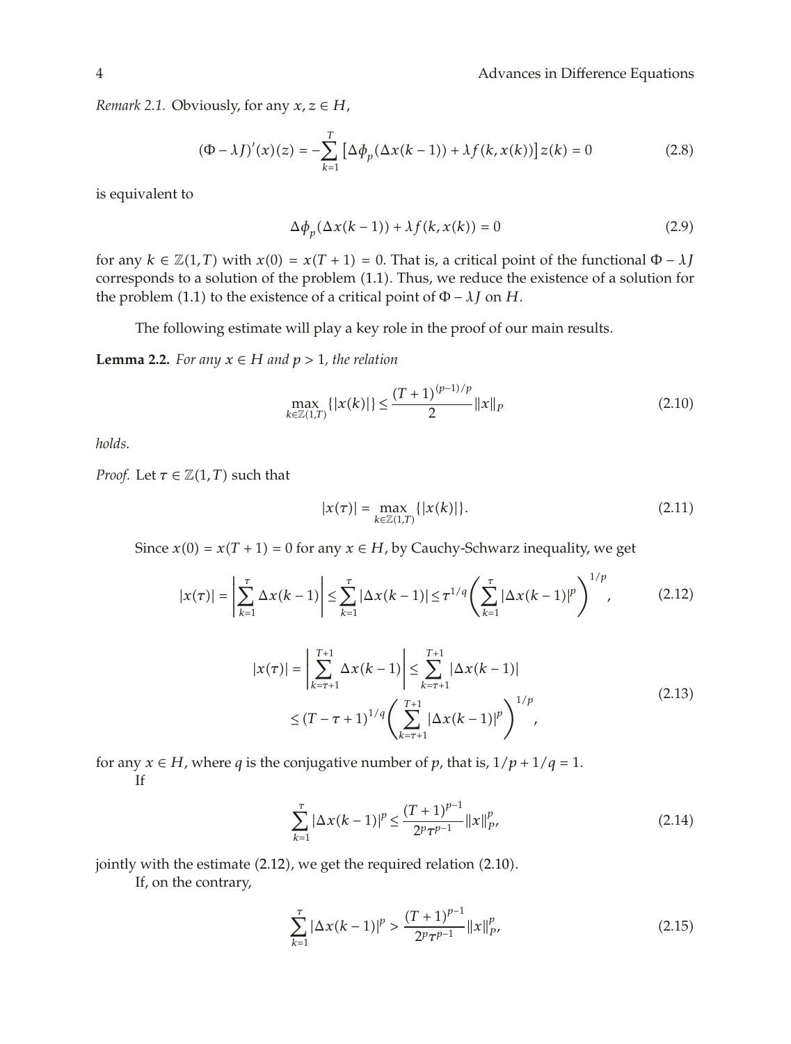*Remark 2.1.* Obviously, for any $x, z \in H$,

$$(\Phi - \lambda J)'(x)(z) = -\sum_{k=1}^{T} \left[\Delta\phi_p(\Delta x(k-1)) + \lambda f(k, x(k))\right] z(k) = 0 \tag{2.8}$$

is equivalent to

$$\Delta\phi_p(\Delta x(k-1)) + \lambda f(k, x(k)) = 0 \tag{2.9}$$

for any $k \in \mathbb{Z}(1, T)$ with $x(0) = x(T+1) = 0$. That is, a critical point of the functional $\Phi - \lambda J$ corresponds to a solution of the problem (1.1). Thus, we reduce the existence of a solution for the problem (1.1) to the existence of a critical point of $\Phi - \lambda J$ on $H$.

The following estimate will play a key role in the proof of our main results.

**Lemma 2.2.** *For any $x \in H$ and $p > 1$, the relation*

$$\max_{k \in \mathbb{Z}(1,T)} \{|x(k)|\} \leq \frac{(T+1)^{(p-1)/p}}{2} \|x\|_P \tag{2.10}$$

*holds.*

*Proof.* Let $\tau \in \mathbb{Z}(1, T)$ such that

$$|x(\tau)| = \max_{k \in \mathbb{Z}(1,T)} \{|x(k)|\}. \tag{2.11}$$

Since $x(0) = x(T+1) = 0$ for any $x \in H$, by Cauchy-Schwarz inequality, we get

$$|x(\tau)| = \left|\sum_{k=1}^{\tau} \Delta x(k-1)\right| \leq \sum_{k=1}^{\tau} |\Delta x(k-1)| \leq \tau^{1/q} \left(\sum_{k=1}^{\tau} |\Delta x(k-1)|^p\right)^{1/p}, \tag{2.12}$$

$$\begin{aligned} |x(\tau)| &= \left|\sum_{k=\tau+1}^{T+1} \Delta x(k-1)\right| \leq \sum_{k=\tau+1}^{T+1} |\Delta x(k-1)| \\ &\leq (T - \tau + 1)^{1/q} \left(\sum_{k=\tau+1}^{T+1} |\Delta x(k-1)|^p\right)^{1/p}, \end{aligned} \tag{2.13}$$

for any $x \in H$, where $q$ is the conjugative number of $p$, that is, $1/p + 1/q = 1$.

If

$$\sum_{k=1}^{\tau} |\Delta x(k-1)|^p \leq \frac{(T+1)^{p-1}}{2^p \tau^{p-1}} \|x\|_P^p, \tag{2.14}$$

jointly with the estimate (2.12), we get the required relation (2.10).

If, on the contrary,

$$\sum_{k=1}^{\tau} |\Delta x(k-1)|^p > \frac{(T+1)^{p-1}}{2^p \tau^{p-1}} \|x\|_P^p, \tag{2.15}$$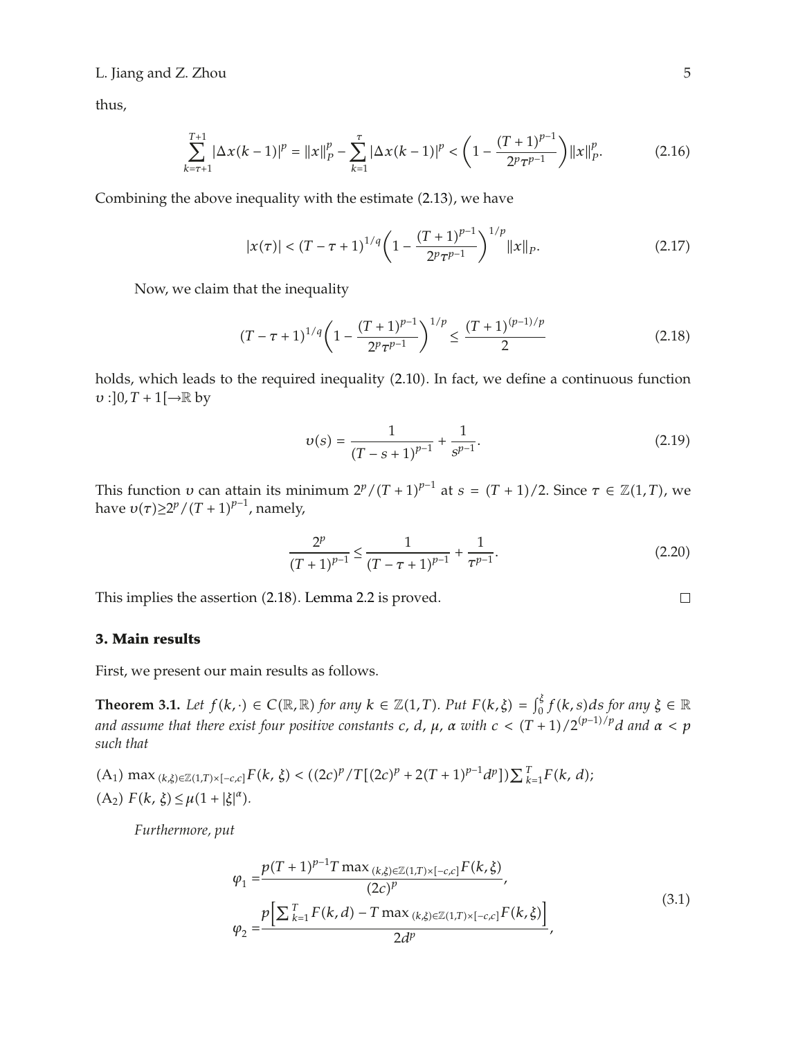thus,

$$\sum_{k=\tau+1}^{T+1} |\Delta x(k-1)|^p = \|x\|_P^p - \sum_{k=1}^{\tau} |\Delta x(k-1)|^p < \left(1 - \frac{(T+1)^{p-1}}{2^p \tau^{p-1}}\right) \|x\|_P^p. \tag{2.16}$$

Combining the above inequality with the estimate (2.13), we have

$$|x(\tau)| < (T-\tau+1)^{1/q} \left(1 - \frac{(T+1)^{p-1}}{2^p \tau^{p-1}}\right)^{1/p} \|x\|_P. \tag{2.17}$$

Now, we claim that the inequality

$$(T-\tau+1)^{1/q} \left(1 - \frac{(T+1)^{p-1}}{2^p \tau^{p-1}}\right)^{1/p} \leq \frac{(T+1)^{(p-1)/p}}{2} \tag{2.18}$$

holds, which leads to the required inequality (2.10). In fact, we define a continuous function $\upsilon : ]0, T+1[ \to \mathbb{R}$ by

$$\upsilon(s) = \frac{1}{(T-s+1)^{p-1}} + \frac{1}{s^{p-1}}. \tag{2.19}$$

This function $\upsilon$ can attain its minimum $2^p/(T+1)^{p-1}$ at $s = (T+1)/2$. Since $\tau \in \mathbb{Z}(1, T)$, we have $\upsilon(\tau) \geq 2^p/(T+1)^{p-1}$, namely,

$$\frac{2^p}{(T+1)^{p-1}} \leq \frac{1}{(T-\tau+1)^{p-1}} + \frac{1}{\tau^{p-1}}. \tag{2.20}$$

This implies the assertion (2.18). Lemma 2.2 is proved. □

## 3. Main results

First, we present our main results as follows.

**Theorem 3.1.** *Let $f(k, \cdot) \in C(\mathbb{R}, \mathbb{R})$ for any $k \in \mathbb{Z}(1, T)$. Put $F(k, \xi) = \int_0^{\xi} f(k, s) ds$ for any $\xi \in \mathbb{R}$ and assume that there exist four positive constants $c$, $d$, $\mu$, $\alpha$ with $c < (T+1)/2^{(p-1)/p} d$ and $\alpha < p$ such that*

($A_1$) $\max_{(k,\xi) \in \mathbb{Z}(1,T) \times [-c,c]} F(k, \xi) < ((2c)^p / T[(2c)^p + 2(T+1)^{p-1} d^p]) \sum_{k=1}^{T} F(k, d)$;

($A_2$) $F(k, \xi) \leq \mu(1 + |\xi|^{\alpha})$.

*Furthermore, put*

$$\begin{aligned} \varphi_1 &= \frac{p(T+1)^{p-1} T \max_{(k,\xi) \in \mathbb{Z}(1,T) \times [-c,c]} F(k, \xi)}{(2c)^p}, \\ \varphi_2 &= \frac{p\left[\sum_{k=1}^{T} F(k, d) - T \max_{(k,\xi) \in \mathbb{Z}(1,T) \times [-c,c]} F(k, \xi)\right]}{2d^p}, \end{aligned} \tag{3.1}$$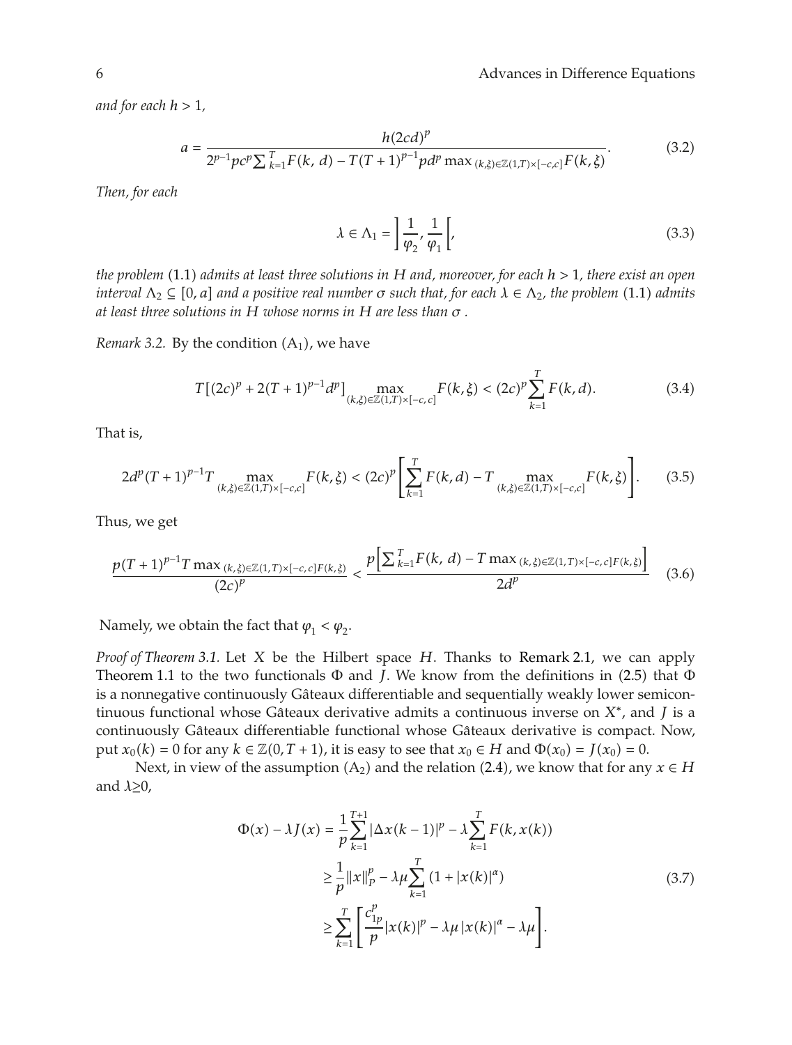*and for each $h > 1$,*

$$a = \frac{h(2cd)^p}{2^{p-1}pc^p\sum_{k=1}^{T}F(k,\, d) - T(T+1)^{p-1}pd^p \max_{(k,\xi)\in\mathbb{Z}(1,T)\times[-c,c]}F(k,\xi)}. \tag{3.2}$$

*Then, for each*

$$\lambda \in \Lambda_1 = \left]\frac{1}{\varphi_2}, \frac{1}{\varphi_1}\right[, \tag{3.3}$$

*the problem* (1.1) *admits at least three solutions in $H$ and, moreover, for each $h > 1$, there exist an open interval $\Lambda_2 \subseteq [0, a]$ and a positive real number $\sigma$ such that, for each $\lambda \in \Lambda_2$, the problem* (1.1) *admits at least three solutions in $H$ whose norms in $H$ are less than $\sigma$ .*

*Remark 3.2.* By the condition $(\mathrm{A}_1)$, we have

$$T\left[(2c)^p + 2(T+1)^{p-1}d^p\right] \max_{(k,\xi)\in\mathbb{Z}(1,T)\times[-c,\,c]}F(k,\xi) < (2c)^p\sum_{k=1}^{T}F(k,d). \tag{3.4}$$

That is,

$$2d^p(T+1)^{p-1}T \max_{(k,\xi)\in\mathbb{Z}(1,T)\times[-c,c]}F(k,\xi) < (2c)^p\left[\sum_{k=1}^{T}F(k,d) - T \max_{(k,\xi)\in\mathbb{Z}(1,T)\times[-c,c]}F(k,\xi)\right]. \tag{3.5}$$

Thus, we get

$$\frac{p(T+1)^{p-1}T \max_{(k,\,\xi)\in\mathbb{Z}(1,T)\times[-c,\,c]}F(k,\xi)}{(2c)^p} < \frac{p\left[\sum_{k=1}^{T}F(k,\, d) - T\max_{(k,\,\xi)\in\mathbb{Z}(1,T)\times[-c,\,c]}F(k,\xi)\right]}{2d^p} \tag{3.6}$$

Namely, we obtain the fact that $\varphi_1 < \varphi_2$.

*Proof of Theorem 3.1.* Let $X$ be the Hilbert space $H$. Thanks to Remark 2.1, we can apply Theorem 1.1 to the two functionals $\Phi$ and $J$. We know from the definitions in (2.5) that $\Phi$ is a nonnegative continuously Gâteaux differentiable and sequentially weakly lower semicontinuous functional whose Gâteaux derivative admits a continuous inverse on $X^*$, and $J$ is a continuously Gâteaux differentiable functional whose Gâteaux derivative is compact. Now, put $x_0(k) = 0$ for any $k \in \mathbb{Z}(0, T+1)$, it is easy to see that $x_0 \in H$ and $\Phi(x_0) = J(x_0) = 0$.

Next, in view of the assumption $(\mathrm{A}_2)$ and the relation (2.4), we know that for any $x \in H$ and $\lambda \geq 0$,

$$\begin{aligned}
\Phi(x) - \lambda J(x) &= \frac{1}{p}\sum_{k=1}^{T+1}|\Delta x(k-1)|^p - \lambda\sum_{k=1}^{T}F(k, x(k)) \\
&\geq \frac{1}{p}\|x\|_p^p - \lambda\mu\sum_{k=1}^{T}\left(1 + |x(k)|^\alpha\right) \\
&\geq \sum_{k=1}^{T}\left[\frac{c_{1p}^p}{p}|x(k)|^p - \lambda\mu\,|x(k)|^\alpha - \lambda\mu\right].
\end{aligned} \tag{3.7}$$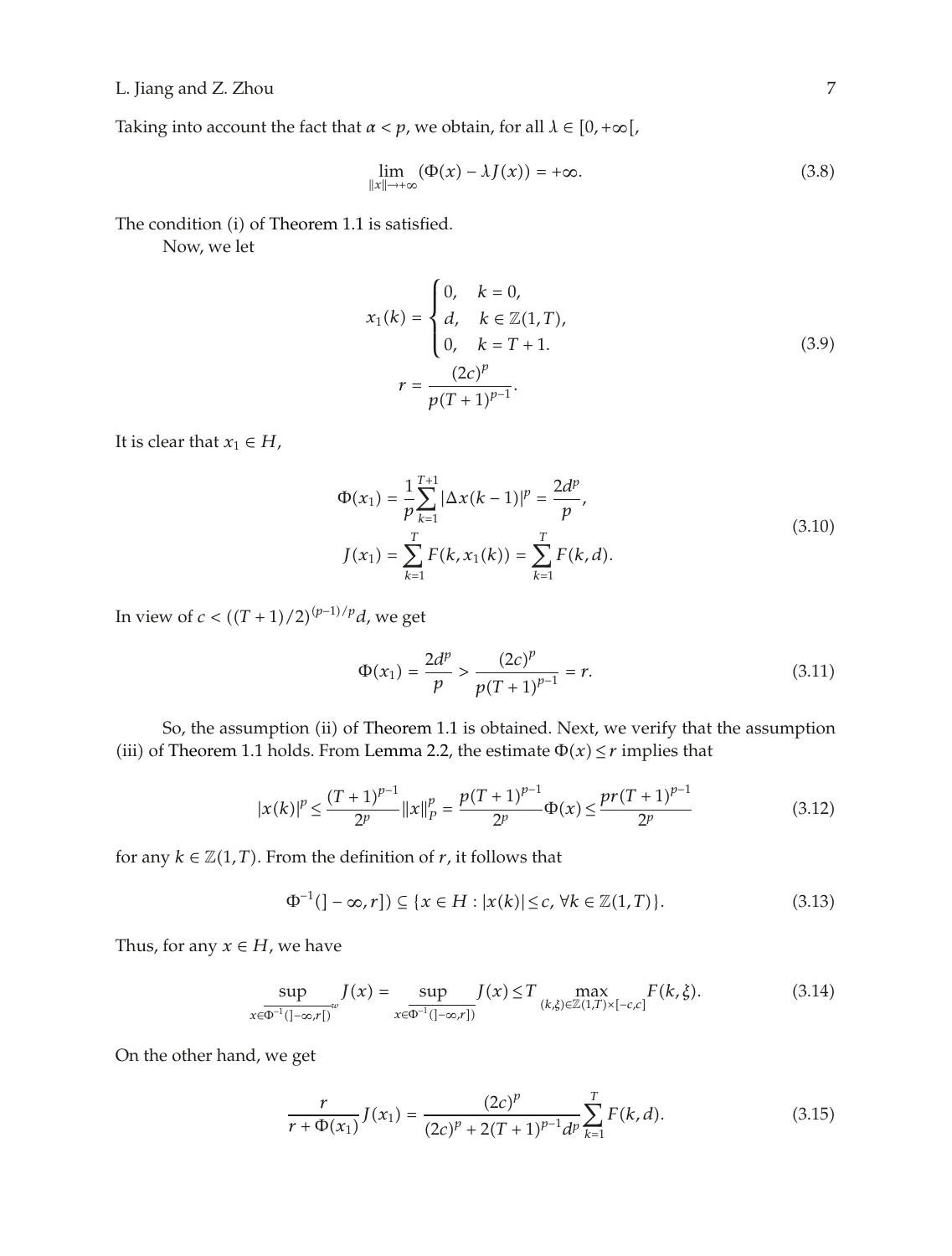Taking into account the fact that $\alpha < p$, we obtain, for all $\lambda \in [0, +\infty[$,

$$\lim_{\|x\| \to +\infty} (\Phi(x) - \lambda J(x)) = +\infty. \tag{3.8}$$

The condition (i) of Theorem 1.1 is satisfied.

Now, we let

$$x_1(k) = \begin{cases} 0, & k = 0, \\ d, & k \in \mathbb{Z}(1, T), \\ 0, & k = T + 1. \end{cases}$$
$$r = \frac{(2c)^p}{p(T+1)^{p-1}}. \tag{3.9}$$

It is clear that $x_1 \in H$,

$$\Phi(x_1) = \frac{1}{p} \sum_{k=1}^{T+1} |\Delta x(k-1)|^p = \frac{2d^p}{p},$$
$$J(x_1) = \sum_{k=1}^{T} F(k, x_1(k)) = \sum_{k=1}^{T} F(k, d). \tag{3.10}$$

In view of $c < ((T+1)/2)^{(p-1)/p} d$, we get

$$\Phi(x_1) = \frac{2d^p}{p} > \frac{(2c)^p}{p(T+1)^{p-1}} = r. \tag{3.11}$$

So, the assumption (ii) of Theorem 1.1 is obtained. Next, we verify that the assumption (iii) of Theorem 1.1 holds. From Lemma 2.2, the estimate $\Phi(x) \leq r$ implies that

$$|x(k)|^p \leq \frac{(T+1)^{p-1}}{2^p} \|x\|_P^p = \frac{p(T+1)^{p-1}}{2^p} \Phi(x) \leq \frac{pr(T+1)^{p-1}}{2^p} \tag{3.12}$$

for any $k \in \mathbb{Z}(1, T)$. From the definition of $r$, it follows that

$$\Phi^{-1}(]-\infty, r]) \subseteq \{x \in H : |x(k)| \leq c, \ \forall k \in \mathbb{Z}(1, T)\}. \tag{3.13}$$

Thus, for any $x \in H$, we have

$$\sup_{x \in \overline{\Phi^{-1}(]-\infty, r[)}^{w}} J(x) = \sup_{x \in \Phi^{-1}(]-\infty, r])} J(x) \leq T \max_{(k,\xi) \in \mathbb{Z}(1,T) \times [-c,c]} F(k, \xi). \tag{3.14}$$

On the other hand, we get

$$\frac{r}{r + \Phi(x_1)} J(x_1) = \frac{(2c)^p}{(2c)^p + 2(T+1)^{p-1} d^p} \sum_{k=1}^{T} F(k, d). \tag{3.15}$$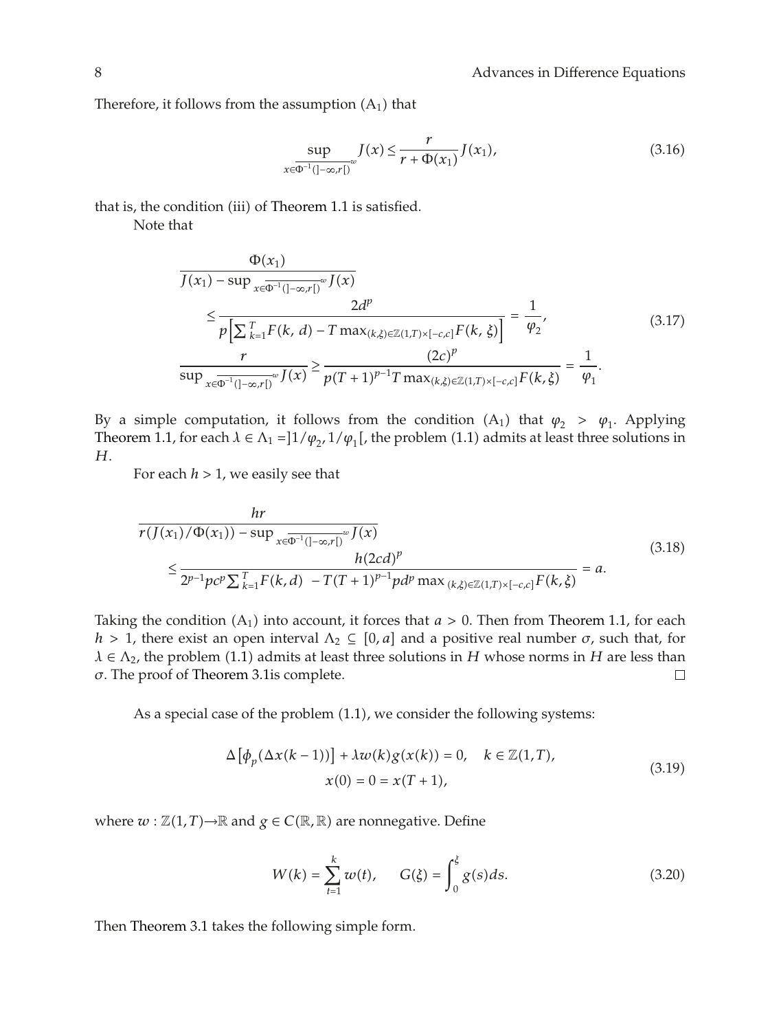Therefore, it follows from the assumption $(A_1)$ that

$$\sup_{x \in \overline{\Phi^{-1}(]-\infty, r[)}^w} J(x) \leq \frac{r}{r + \Phi(x_1)} J(x_1), \tag{3.16}$$

that is, the condition (iii) of Theorem 1.1 is satisfied.

Note that

$$\begin{gathered}
\frac{\Phi(x_1)}{J(x_1) - \sup_{x \in \overline{\Phi^{-1}(]-\infty, r[)}^w} J(x)} \\
\leq \frac{2d^p}{p\left[\sum_{k=1}^{T} F(k, d) - T \max_{(k,\xi) \in \mathbb{Z}(1,T) \times [-c,c]} F(k, \xi)\right]} = \frac{1}{\varphi_2}, \\
\frac{r}{\sup_{x \in \overline{\Phi^{-1}(]-\infty, r[)}^w} J(x)} \geq \frac{(2c)^p}{p(T+1)^{p-1} T \max_{(k,\xi) \in \mathbb{Z}(1,T) \times [-c,c]} F(k, \xi)} = \frac{1}{\varphi_1}.
\end{gathered} \tag{3.17}$$

By a simple computation, it follows from the condition $(A_1)$ that $\varphi_2 > \varphi_1$. Applying Theorem 1.1, for each $\lambda \in \Lambda_1 = ]1/\varphi_2, 1/\varphi_1[$, the problem (1.1) admits at least three solutions in $H$.

For each $h > 1$, we easily see that

$$\begin{gathered}
\frac{hr}{r(J(x_1)/\Phi(x_1)) - \sup_{x \in \overline{\Phi^{-1}(]-\infty, r[)}^w} J(x)} \\
\leq \frac{h(2cd)^p}{2^{p-1} p c^p \sum_{k=1}^{T} F(k, d) - T(T+1)^{p-1} p d^p \max_{(k,\xi) \in \mathbb{Z}(1,T) \times [-c,c]} F(k, \xi)} = a.
\end{gathered} \tag{3.18}$$

Taking the condition $(A_1)$ into account, it forces that $a > 0$. Then from Theorem 1.1, for each $h > 1$, there exist an open interval $\Lambda_2 \subseteq [0, a]$ and a positive real number $\sigma$, such that, for $\lambda \in \Lambda_2$, the problem (1.1) admits at least three solutions in $H$ whose norms in $H$ are less than $\sigma$. The proof of Theorem 3.1is complete. $\square$

As a special case of the problem (1.1), we consider the following systems:

$$\begin{gathered}
\Delta\left[\phi_p(\Delta x(k-1))\right] + \lambda w(k) g(x(k)) = 0, \quad k \in \mathbb{Z}(1, T), \\
x(0) = 0 = x(T+1),
\end{gathered} \tag{3.19}$$

where $w : \mathbb{Z}(1, T) \to \mathbb{R}$ and $g \in C(\mathbb{R}, \mathbb{R})$ are nonnegative. Define

$$W(k) = \sum_{t=1}^{k} w(t), \qquad G(\xi) = \int_0^{\xi} g(s) ds. \tag{3.20}$$

Then Theorem 3.1 takes the following simple form.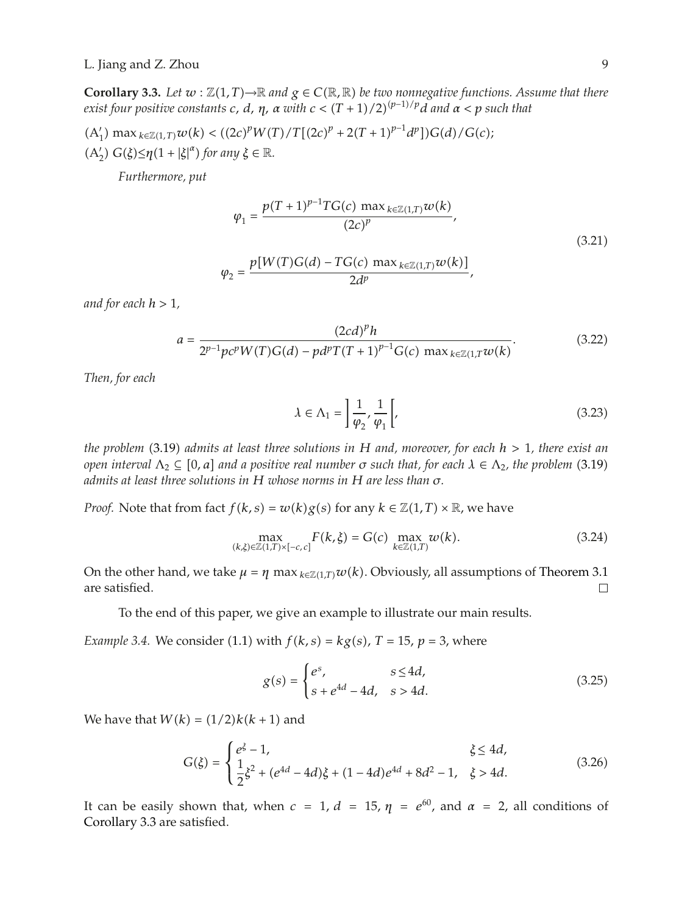**Corollary 3.3.** *Let $w : \mathbb{Z}(1,T) \to \mathbb{R}$ and $g \in C(\mathbb{R}, \mathbb{R})$ be two nonnegative functions. Assume that there exist four positive constants $c$, $d$, $\eta$, $\alpha$ with $c < ((T+1)/2)^{(p-1)/p} d$ and $\alpha < p$ such that*

($A_1'$) $\max_{k \in \mathbb{Z}(1,T)} w(k) < ((2c)^p W(T)/T[(2c)^p + 2(T+1)^{p-1} d^p]) G(d)/G(c)$;

($A_2'$) $G(\xi) \leq \eta(1 + |\xi|^\alpha)$ *for any* $\xi \in \mathbb{R}$.

*Furthermore, put*

$$\varphi_1 = \frac{p(T+1)^{p-1} T G(c) \max_{k \in \mathbb{Z}(1,T)} w(k)}{(2c)^p},$$
$$\varphi_2 = \frac{p[W(T)G(d) - TG(c) \max_{k \in \mathbb{Z}(1,T)} w(k)]}{2d^p}, \tag{3.21}$$

*and for each $h > 1$,*

$$a = \frac{(2cd)^p h}{2^{p-1} p c^p W(T) G(d) - p d^p T (T+1)^{p-1} G(c) \max_{k \in \mathbb{Z}(1,T} w(k)}. \tag{3.22}$$

*Then, for each*

$$\lambda \in \Lambda_1 = \left] \frac{1}{\varphi_2}, \frac{1}{\varphi_1} \right[, \tag{3.23}$$

*the problem* (3.19) *admits at least three solutions in $H$ and, moreover, for each $h > 1$, there exist an open interval $\Lambda_2 \subseteq [0, a]$ and a positive real number $\sigma$ such that, for each $\lambda \in \Lambda_2$, the problem* (3.19) *admits at least three solutions in $H$ whose norms in $H$ are less than $\sigma$.*

*Proof.* Note that from fact $f(k,s) = w(k)g(s)$ for any $k \in \mathbb{Z}(1,T) \times \mathbb{R}$, we have

$$\max_{(k,\xi) \in \mathbb{Z}(1,T) \times [-c,c]} F(k,\xi) = G(c) \max_{k \in \mathbb{Z}(1,T)} w(k). \tag{3.24}$$

On the other hand, we take $\mu = \eta \max_{k \in \mathbb{Z}(1,T)} w(k)$. Obviously, all assumptions of Theorem 3.1 are satisfied. □

To the end of this paper, we give an example to illustrate our main results.

*Example 3.4.* We consider (1.1) with $f(k,s) = kg(s)$, $T = 15$, $p = 3$, where

$$g(s) = \begin{cases} e^s, & s \leq 4d, \\ s + e^{4d} - 4d, & s > 4d. \end{cases} \tag{3.25}$$

We have that $W(k) = (1/2)k(k+1)$ and

$$G(\xi) = \begin{cases} e^\xi - 1, & \xi \leq 4d, \\ \dfrac{1}{2}\xi^2 + (e^{4d} - 4d)\xi + (1 - 4d)e^{4d} + 8d^2 - 1, & \xi > 4d. \end{cases} \tag{3.26}$$

It can be easily shown that, when $c = 1$, $d = 15$, $\eta = e^{60}$, and $\alpha = 2$, all conditions of Corollary 3.3 are satisfied.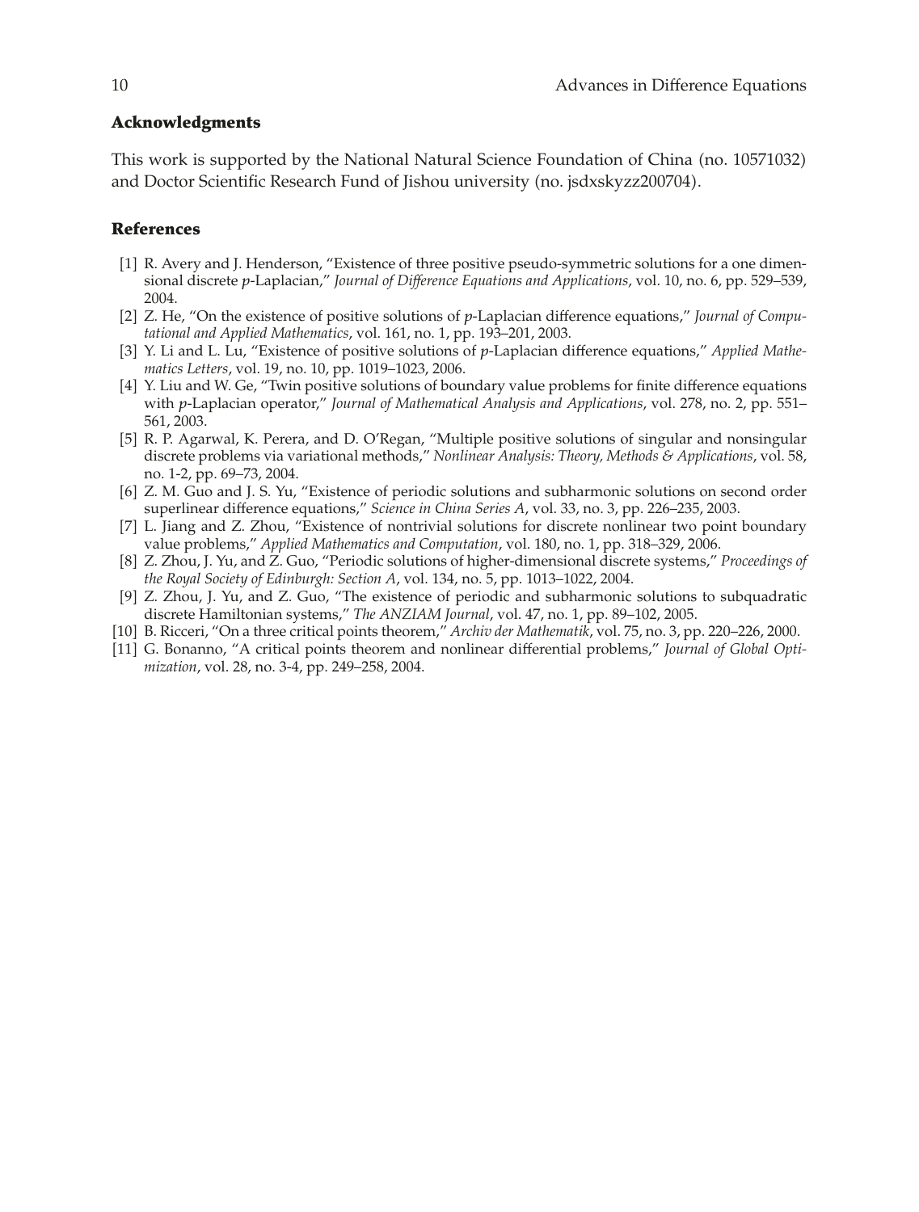## Acknowledgments

This work is supported by the National Natural Science Foundation of China (no. 10571032) and Doctor Scientific Research Fund of Jishou university (no. jsdxskyzz200704).

## References

[1] R. Avery and J. Henderson, "Existence of three positive pseudo-symmetric solutions for a one dimensional discrete $p$-Laplacian," *Journal of Difference Equations and Applications*, vol. 10, no. 6, pp. 529–539, 2004.

[2] Z. He, "On the existence of positive solutions of $p$-Laplacian difference equations," *Journal of Computational and Applied Mathematics*, vol. 161, no. 1, pp. 193–201, 2003.

[3] Y. Li and L. Lu, "Existence of positive solutions of $p$-Laplacian difference equations," *Applied Mathematics Letters*, vol. 19, no. 10, pp. 1019–1023, 2006.

[4] Y. Liu and W. Ge, "Twin positive solutions of boundary value problems for finite difference equations with $p$-Laplacian operator," *Journal of Mathematical Analysis and Applications*, vol. 278, no. 2, pp. 551–561, 2003.

[5] R. P. Agarwal, K. Perera, and D. O'Regan, "Multiple positive solutions of singular and nonsingular discrete problems via variational methods," *Nonlinear Analysis: Theory, Methods & Applications*, vol. 58, no. 1-2, pp. 69–73, 2004.

[6] Z. M. Guo and J. S. Yu, "Existence of periodic solutions and subharmonic solutions on second order superlinear difference equations," *Science in China Series A*, vol. 33, no. 3, pp. 226–235, 2003.

[7] L. Jiang and Z. Zhou, "Existence of nontrivial solutions for discrete nonlinear two point boundary value problems," *Applied Mathematics and Computation*, vol. 180, no. 1, pp. 318–329, 2006.

[8] Z. Zhou, J. Yu, and Z. Guo, "Periodic solutions of higher-dimensional discrete systems," *Proceedings of the Royal Society of Edinburgh: Section A*, vol. 134, no. 5, pp. 1013–1022, 2004.

[9] Z. Zhou, J. Yu, and Z. Guo, "The existence of periodic and subharmonic solutions to subquadratic discrete Hamiltonian systems," *The ANZIAM Journal*, vol. 47, no. 1, pp. 89–102, 2005.

[10] B. Ricceri, "On a three critical points theorem," *Archiv der Mathematik*, vol. 75, no. 3, pp. 220–226, 2000.

[11] G. Bonanno, "A critical points theorem and nonlinear differential problems," *Journal of Global Optimization*, vol. 28, no. 3-4, pp. 249–258, 2004.